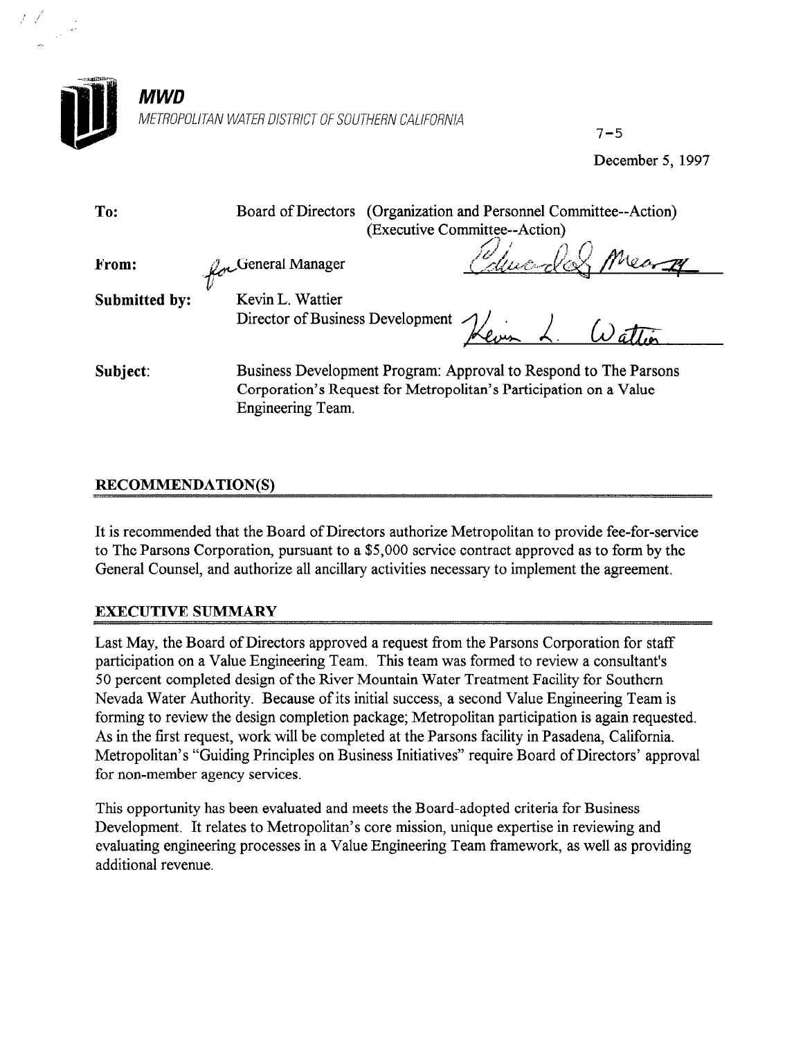**MWD**

*METROPOLITAN WATER DISTRICT OF SOUTHERN CALIFORNIA*

7-5

December 5, 1997

**To:** Board of Directors (Organization and Personnel Committee--Action) (Executive Committee--Action)

**From:** for General Manager

**Submitted by:** Kevin L. Wattier, Director of Business Development

**Subject:** Business Development Program: Approval to Respond to The Parsons Corporation's Request for Metropolitan's Participation on a Value Engineering Team.

## RECOMMENDATION(S)

It is recommended that the Board of Directors authorize Metropolitan to provide fee-for-service to The Parsons Corporation, pursuant to a $5,000 service contract approved as to form by the General Counsel, and authorize all ancillary activities necessary to implement the agreement.

## EXECUTIVE SUMMARY

Last May, the Board of Directors approved a request from the Parsons Corporation for staff participation on a Value Engineering Team. This team was formed to review a consultant's 50 percent completed design of the River Mountain Water Treatment Facility for Southern Nevada Water Authority. Because of its initial success, a second Value Engineering Team is forming to review the design completion package; Metropolitan participation is again requested. As in the first request, work will be completed at the Parsons facility in Pasadena, California. Metropolitan's "Guiding Principles on Business Initiatives" require Board of Directors' approval for non-member agency services.

This opportunity has been evaluated and meets the Board-adopted criteria for Business Development. It relates to Metropolitan's core mission, unique expertise in reviewing and evaluating engineering processes in a Value Engineering Team framework, as well as providing additional revenue.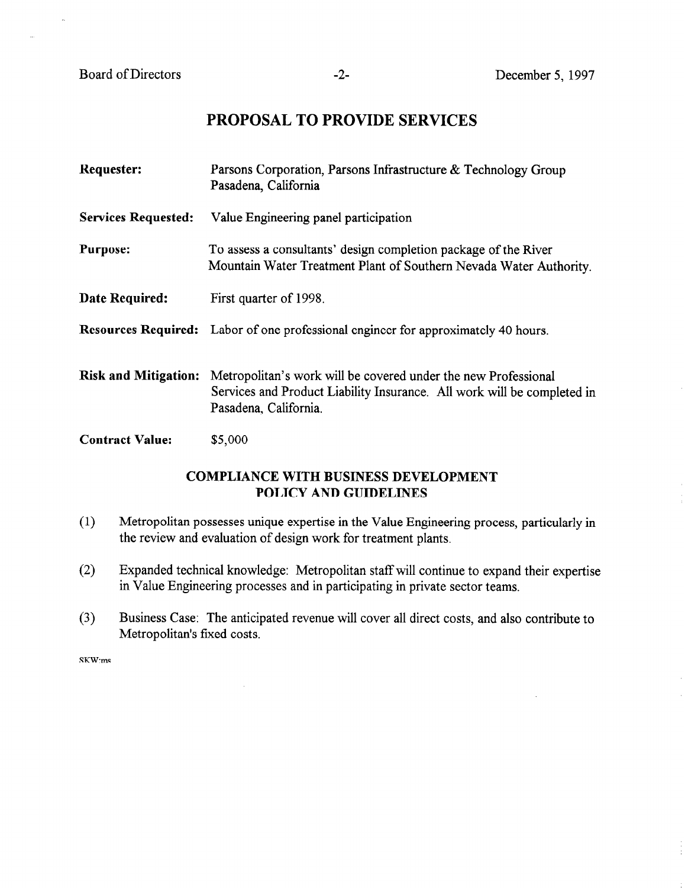# PROPOSAL TO PROVIDE SERVICES

**Requester:** Parsons Corporation, Parsons Infrastructure & Technology Group Pasadena, California

**Services Requested:** Value Engineering panel participation

**Purpose:** To assess a consultants' design completion package of the River Mountain Water Treatment Plant of Southern Nevada Water Authority.

**Date Required:** First quarter of 1998.

**Resources Required:** Labor of one professional engineer for approximately 40 hours.

**Risk and Mitigation:** Metropolitan's work will be covered under the new Professional Services and Product Liability Insurance. All work will be completed in Pasadena, California.

**Contract Value:** $5,000

## COMPLIANCE WITH BUSINESS DEVELOPMENT POLICY AND GUIDELINES

(1) Metropolitan possesses unique expertise in the Value Engineering process, particularly in the review and evaluation of design work for treatment plants.

(2) Expanded technical knowledge: Metropolitan staff will continue to expand their expertise in Value Engineering processes and in participating in private sector teams.

(3) Business Case: The anticipated revenue will cover all direct costs, and also contribute to Metropolitan's fixed costs.

SKW:ms